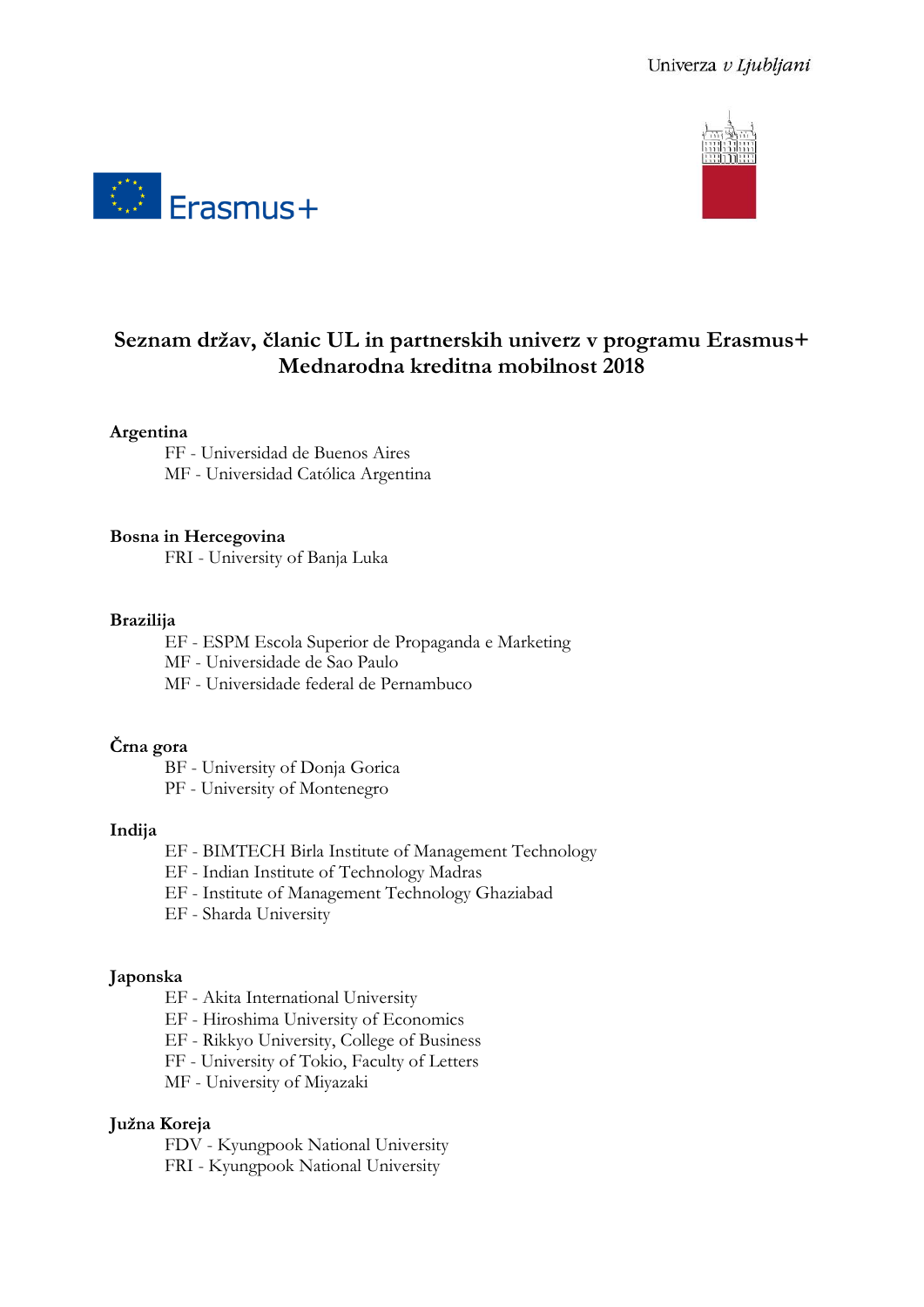# Seznam držav, članic UL in partnerskih univerz v programu Erasmus+ Mednarodna kreditna mobilnost 2018

**Argentina**

- FF - Universidad de Buenos Aires
- MF - Universidad Católica Argentina

**Bosna in Hercegovina**

- FRI - University of Banja Luka

**Brazilija**

- EF - ESPM Escola Superior de Propaganda e Marketing
- MF - Universidade de Sao Paulo
- MF - Universidade federal de Pernambuco

**Črna gora**

- BF - University of Donja Gorica
- PF - University of Montenegro

**Indija**

- EF - BIMTECH Birla Institute of Management Technology
- EF - Indian Institute of Technology Madras
- EF - Institute of Management Technology Ghaziabad
- EF - Sharda University

**Japonska**

- EF - Akita International University
- EF - Hiroshima University of Economics
- EF - Rikkyo University, College of Business
- FF - University of Tokio, Faculty of Letters
- MF - University of Miyazaki

**Južna Koreja**

- FDV - Kyungpook National University
- FRI - Kyungpook National University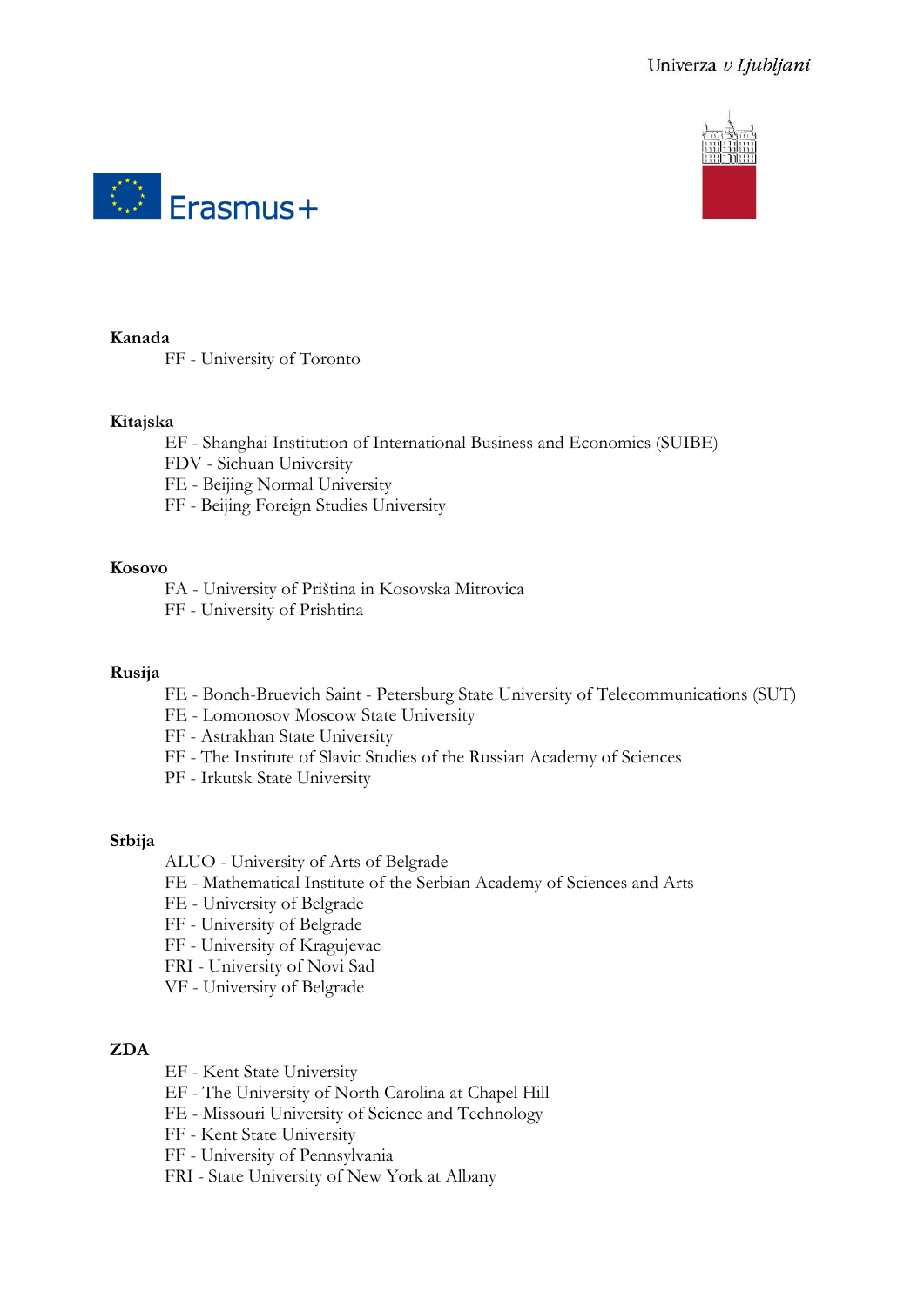**Kanada**

FF - University of Toronto

**Kitajska**

EF - Shanghai Institution of International Business and Economics (SUIBE)
FDV - Sichuan University
FE - Beijing Normal University
FF - Beijing Foreign Studies University

**Kosovo**

FA - University of Priština in Kosovska Mitrovica
FF - University of Prishtina

**Rusija**

FE - Bonch-Bruevich Saint - Petersburg State University of Telecommunications (SUT)
FE - Lomonosov Moscow State University
FF - Astrakhan State University
FF - The Institute of Slavic Studies of the Russian Academy of Sciences
PF - Irkutsk State University

**Srbija**

ALUO - University of Arts of Belgrade
FE - Mathematical Institute of the Serbian Academy of Sciences and Arts
FE - University of Belgrade
FF - University of Belgrade
FF - University of Kragujevac
FRI - University of Novi Sad
VF - University of Belgrade

**ZDA**

EF - Kent State University
EF - The University of North Carolina at Chapel Hill
FE - Missouri University of Science and Technology
FF - Kent State University
FF - University of Pennsylvania
FRI - State University of New York at Albany